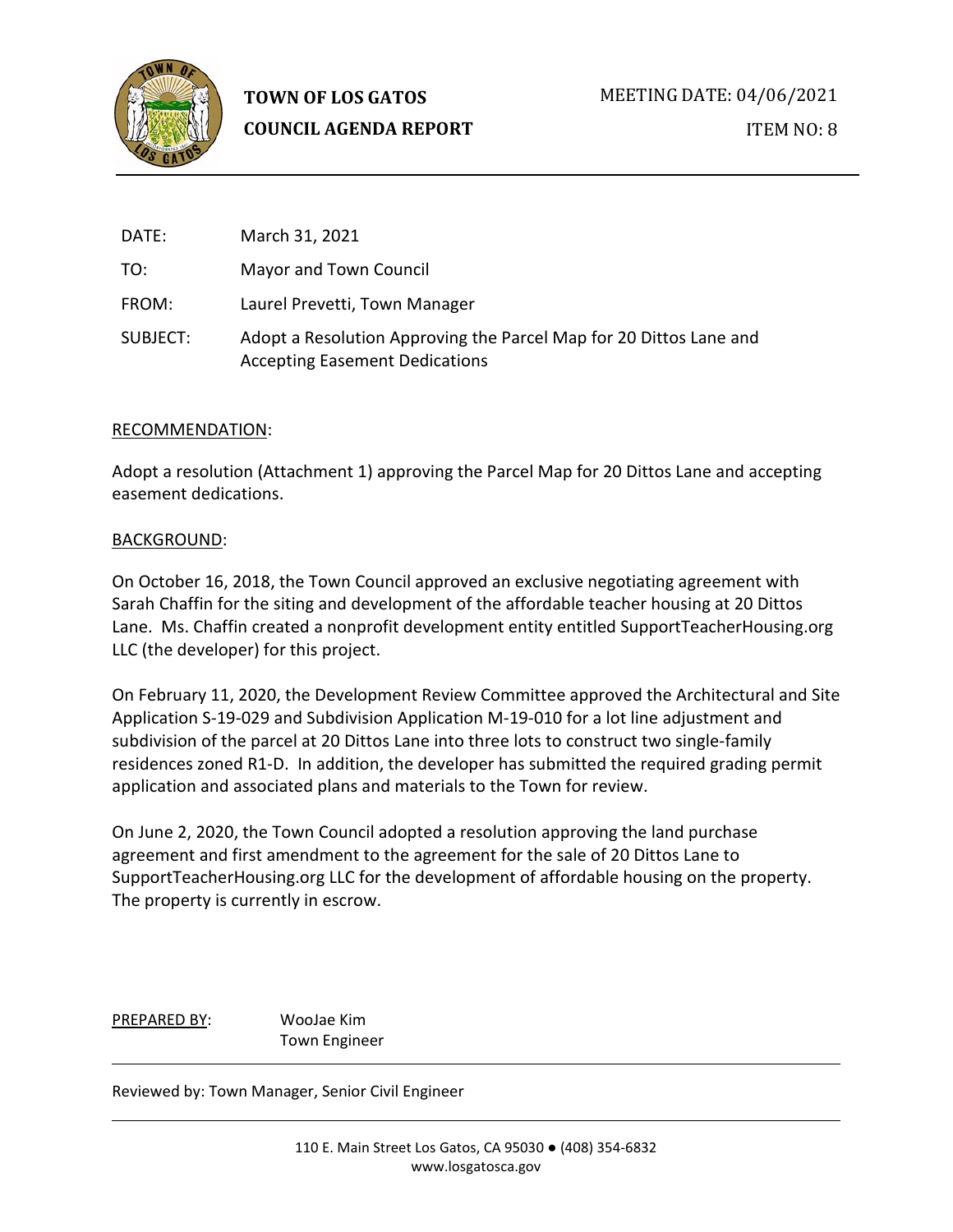**TOWN OF LOS GATOS**
**COUNCIL AGENDA REPORT**

MEETING DATE: 04/06/2021

ITEM NO: 8

| | |
|---|---|
| DATE: | March 31, 2021 |
| TO: | Mayor and Town Council |
| FROM: | Laurel Prevetti, Town Manager |
| SUBJECT: | Adopt a Resolution Approving the Parcel Map for 20 Dittos Lane and Accepting Easement Dedications |

## RECOMMENDATION:

Adopt a resolution (Attachment 1) approving the Parcel Map for 20 Dittos Lane and accepting easement dedications.

## BACKGROUND:

On October 16, 2018, the Town Council approved an exclusive negotiating agreement with Sarah Chaffin for the siting and development of the affordable teacher housing at 20 Dittos Lane. Ms. Chaffin created a nonprofit development entity entitled SupportTeacherHousing.org LLC (the developer) for this project.

On February 11, 2020, the Development Review Committee approved the Architectural and Site Application S-19-029 and Subdivision Application M-19-010 for a lot line adjustment and subdivision of the parcel at 20 Dittos Lane into three lots to construct two single-family residences zoned R1-D. In addition, the developer has submitted the required grading permit application and associated plans and materials to the Town for review.

On June 2, 2020, the Town Council adopted a resolution approving the land purchase agreement and first amendment to the agreement for the sale of 20 Dittos Lane to SupportTeacherHousing.org LLC for the development of affordable housing on the property. The property is currently in escrow.

PREPARED BY: WooJae Kim
Town Engineer

Reviewed by: Town Manager, Senior Civil Engineer

110 E. Main Street Los Gatos, CA 95030 ● (408) 354-6832
www.losgatosca.gov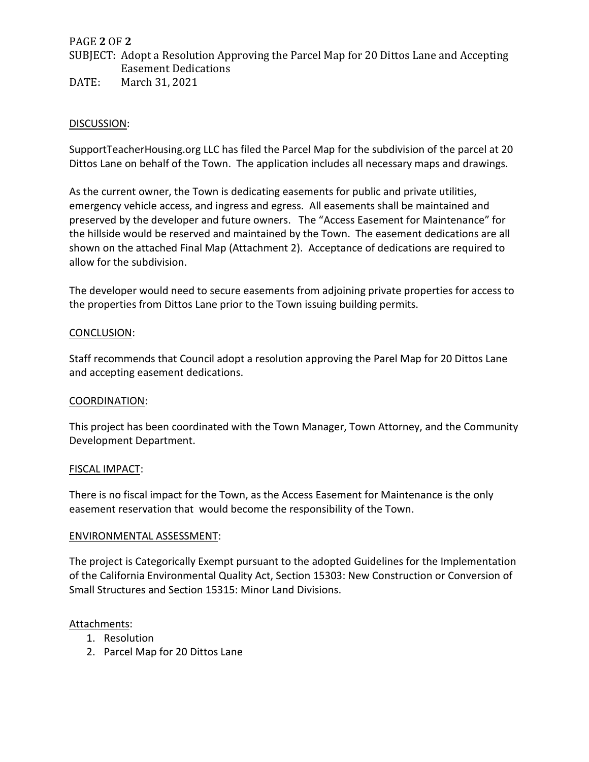SUBJECT: Adopt a Resolution Approving the Parcel Map for 20 Dittos Lane and Accepting Easement Dedications
DATE: March 31, 2021

## DISCUSSION:

SupportTeacherHousing.org LLC has filed the Parcel Map for the subdivision of the parcel at 20 Dittos Lane on behalf of the Town. The application includes all necessary maps and drawings.

As the current owner, the Town is dedicating easements for public and private utilities, emergency vehicle access, and ingress and egress. All easements shall be maintained and preserved by the developer and future owners. The "Access Easement for Maintenance" for the hillside would be reserved and maintained by the Town. The easement dedications are all shown on the attached Final Map (Attachment 2). Acceptance of dedications are required to allow for the subdivision.

The developer would need to secure easements from adjoining private properties for access to the properties from Dittos Lane prior to the Town issuing building permits.

## CONCLUSION:

Staff recommends that Council adopt a resolution approving the Parel Map for 20 Dittos Lane and accepting easement dedications.

## COORDINATION:

This project has been coordinated with the Town Manager, Town Attorney, and the Community Development Department.

## FISCAL IMPACT:

There is no fiscal impact for the Town, as the Access Easement for Maintenance is the only easement reservation that would become the responsibility of the Town.

## ENVIRONMENTAL ASSESSMENT:

The project is Categorically Exempt pursuant to the adopted Guidelines for the Implementation of the California Environmental Quality Act, Section 15303: New Construction or Conversion of Small Structures and Section 15315: Minor Land Divisions.

## Attachments:

1. Resolution
2. Parcel Map for 20 Dittos Lane